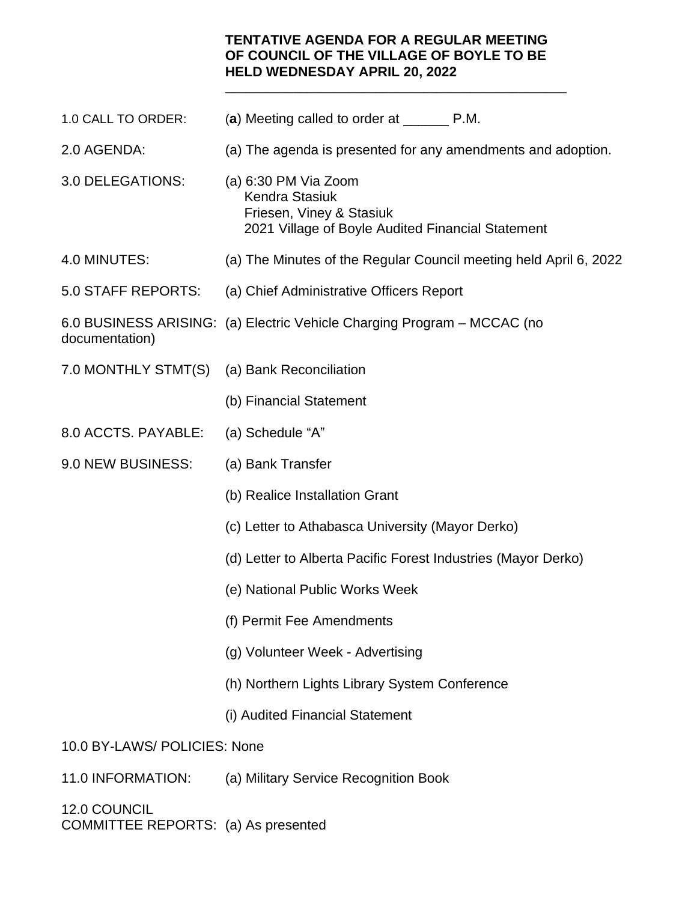# TENTATIVE AGENDA FOR A REGULAR MEETING OF COUNCIL OF THE VILLAGE OF BOYLE TO BE HELD WEDNESDAY APRIL 20, 2022

---

1.0 CALL TO ORDER: (**a**) Meeting called to order at ______ P.M.

2.0 AGENDA: (a) The agenda is presented for any amendments and adoption.

3.0 DELEGATIONS: (a) 6:30 PM Via Zoom
Kendra Stasiuk
Friesen, Viney & Stasiuk
2021 Village of Boyle Audited Financial Statement

4.0 MINUTES: (a) The Minutes of the Regular Council meeting held April 6, 2022

5.0 STAFF REPORTS: (a) Chief Administrative Officers Report

6.0 BUSINESS ARISING: (a) Electric Vehicle Charging Program – MCCAC (no documentation)

7.0 MONTHLY STMT(S) (a) Bank Reconciliation

(b) Financial Statement

8.0 ACCTS. PAYABLE: (a) Schedule "A"

9.0 NEW BUSINESS: (a) Bank Transfer

(b) Realice Installation Grant

(c) Letter to Athabasca University (Mayor Derko)

(d) Letter to Alberta Pacific Forest Industries (Mayor Derko)

(e) National Public Works Week

(f) Permit Fee Amendments

(g) Volunteer Week - Advertising

(h) Northern Lights Library System Conference

(i) Audited Financial Statement

10.0 BY-LAWS/ POLICIES: None

11.0 INFORMATION: (a) Military Service Recognition Book

12.0 COUNCIL COMMITTEE REPORTS: (a) As presented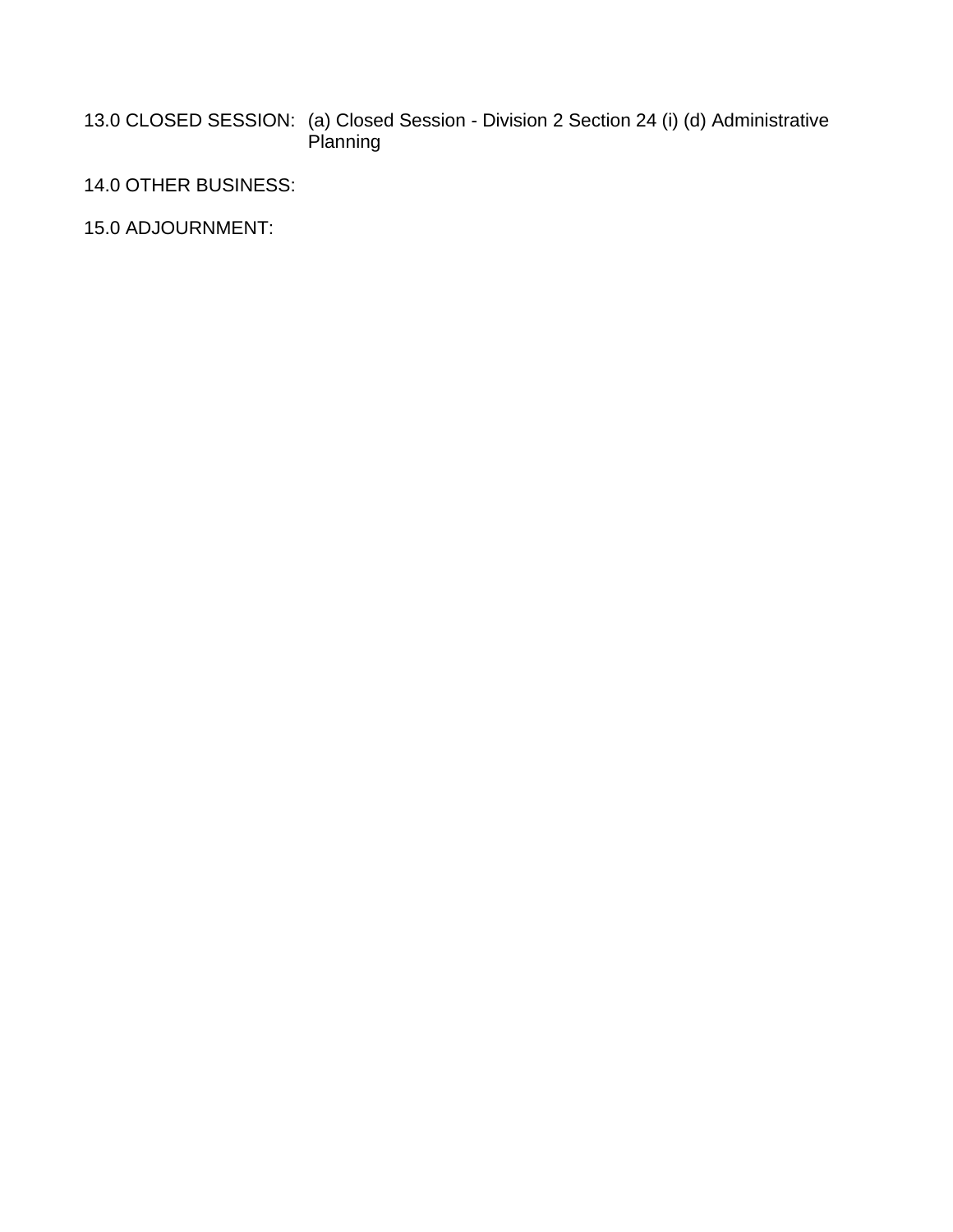13.0 CLOSED SESSION: (a) Closed Session - Division 2 Section 24 (i) (d) Administrative Planning

14.0 OTHER BUSINESS:

15.0 ADJOURNMENT: